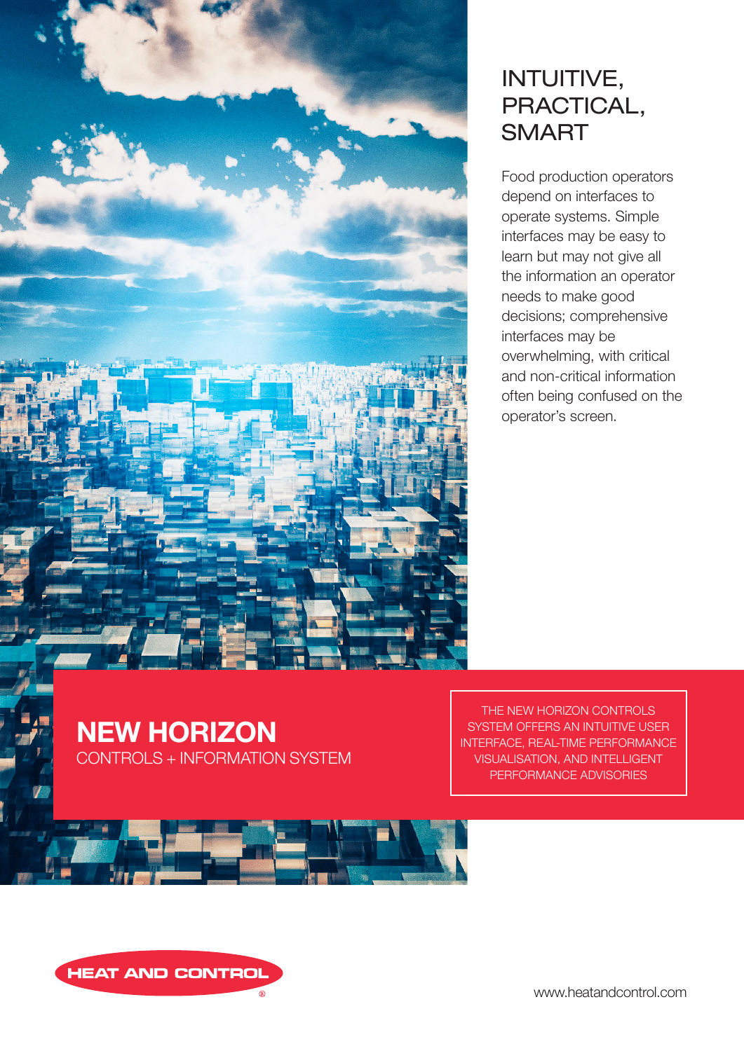# INTUITIVE, PRACTICAL, SMART

Food production operators depend on interfaces to operate systems. Simple interfaces may be easy to learn but may not give all the information an operator needs to make good decisions; comprehensive interfaces may be overwhelming, with critical and non-critical information often being confused on the operator's screen.

## NEW HORIZON

CONTROLS + INFORMATION SYSTEM

THE NEW HORIZON CONTROLS SYSTEM OFFERS AN INTUITIVE USER INTERFACE, REAL-TIME PERFORMANCE VISUALISATION, AND INTELLIGENT PERFORMANCE ADVISORIES

HEAT AND CONTROL®

www.heatandcontrol.com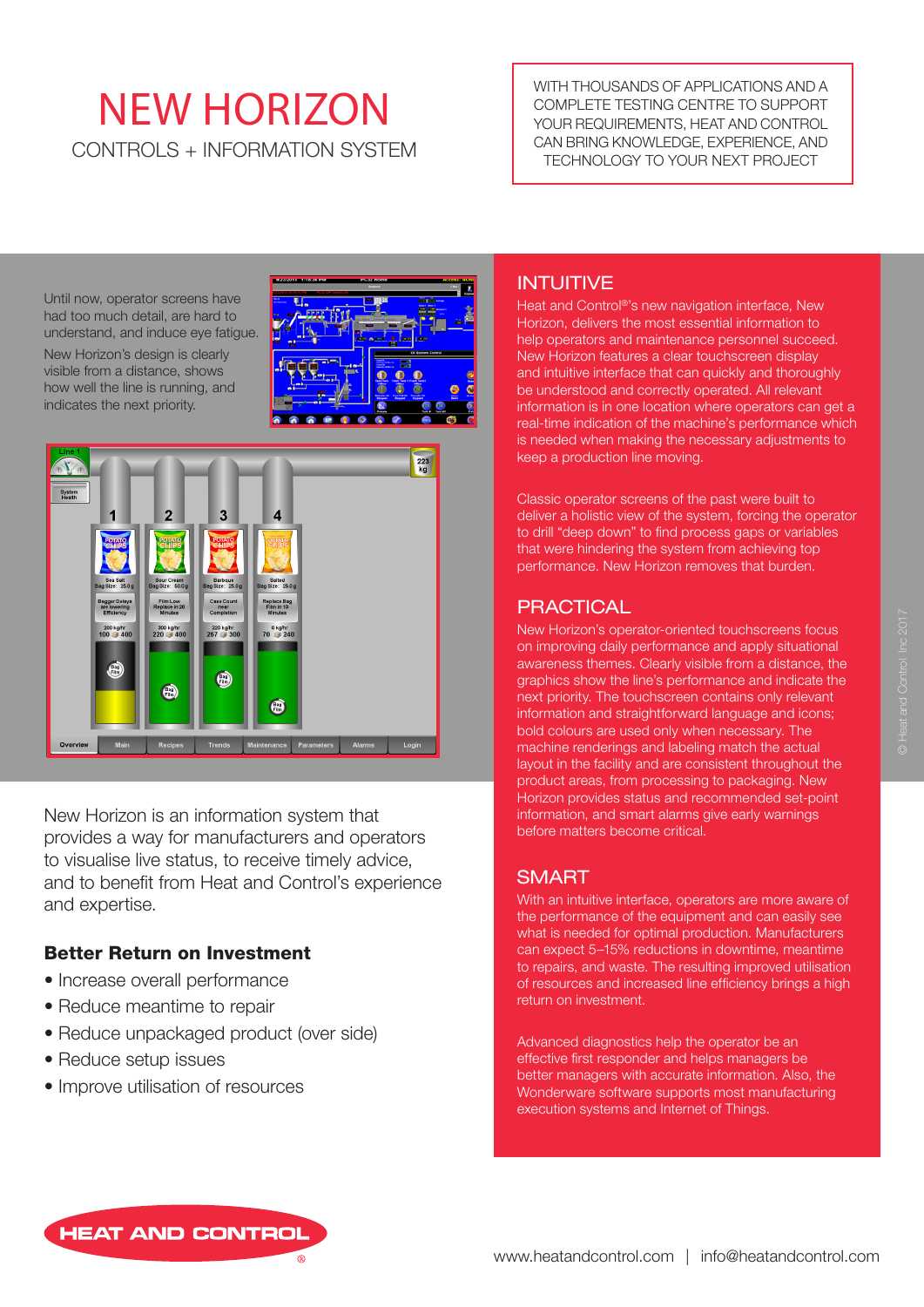# NEW HORIZON

CONTROLS + INFORMATION SYSTEM

WITH THOUSANDS OF APPLICATIONS AND A COMPLETE TESTING CENTRE TO SUPPORT YOUR REQUIREMENTS, HEAT AND CONTROL CAN BRING KNOWLEDGE, EXPERIENCE, AND TECHNOLOGY TO YOUR NEXT PROJECT

Until now, operator screens have had too much detail, are hard to understand, and induce eye fatigue.

New Horizon's design is clearly visible from a distance, shows how well the line is running, and indicates the next priority.

New Horizon is an information system that provides a way for manufacturers and operators to visualise live status, to receive timely advice, and to benefit from Heat and Control's experience and expertise.

### Better Return on Investment

- Increase overall performance
- Reduce meantime to repair
- Reduce unpackaged product (over side)
- Reduce setup issues
- Improve utilisation of resources

## INTUITIVE

Heat and Control®'s new navigation interface, New Horizon, delivers the most essential information to help operators and maintenance personnel succeed. New Horizon features a clear touchscreen display and intuitive interface that can quickly and thoroughly be understood and correctly operated. All relevant information is in one location where operators can get a real-time indication of the machine's performance which is needed when making the necessary adjustments to keep a production line moving.

Classic operator screens of the past were built to deliver a holistic view of the system, forcing the operator to drill "deep down" to find process gaps or variables that were hindering the system from achieving top performance. New Horizon removes that burden.

## PRACTICAL

New Horizon's operator-oriented touchscreens focus on improving daily performance and apply situational awareness themes. Clearly visible from a distance, the graphics show the line's performance and indicate the next priority. The touchscreen contains only relevant information and straightforward language and icons; bold colours are used only when necessary. The machine renderings and labeling match the actual layout in the facility and are consistent throughout the product areas, from processing to packaging. New Horizon provides status and recommended set-point information, and smart alarms give early warnings before matters become critical.

## SMART

With an intuitive interface, operators are more aware of the performance of the equipment and can easily see what is needed for optimal production. Manufacturers can expect 5–15% reductions in downtime, meantime to repairs, and waste. The resulting improved utilisation of resources and increased line efficiency brings a high return on investment.

Advanced diagnostics help the operator be an effective first responder and helps managers be better managers with accurate information. Also, the Wonderware software supports most manufacturing execution systems and Internet of Things.

© Heat and Control Inc 2017

HEAT AND CONTROL®

www.heatandcontrol.com | info@heatandcontrol.com